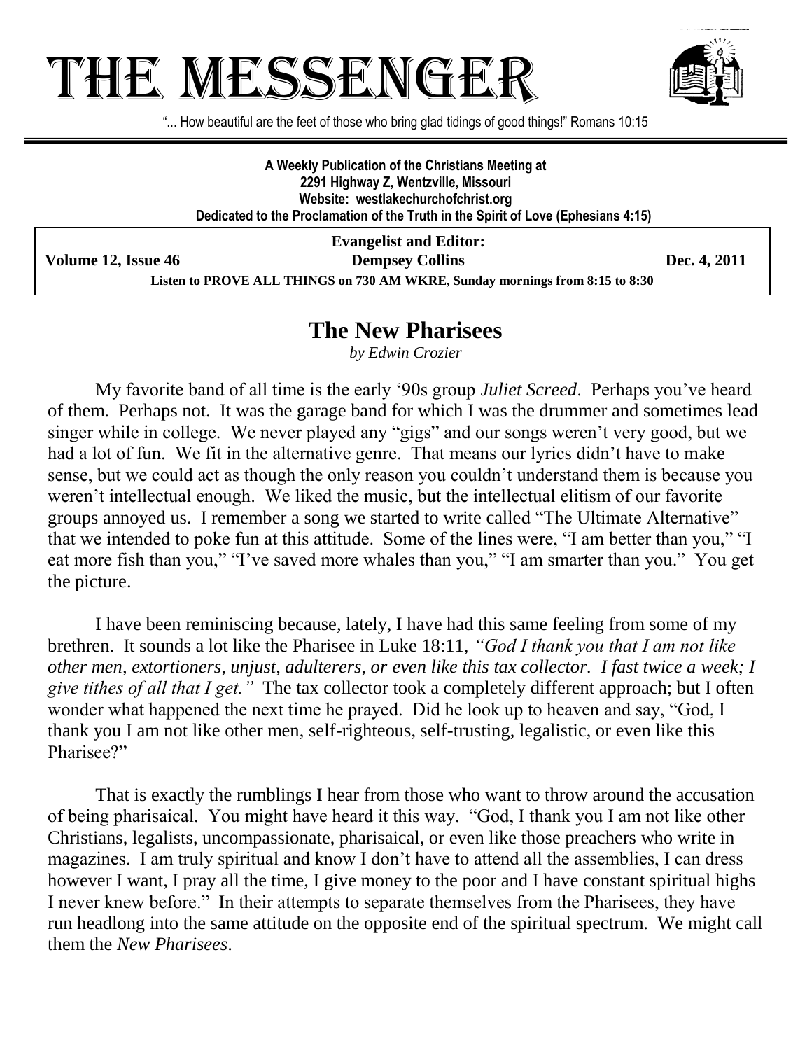# THE MESSENGER

"... How beautiful are the feet of those who bring glad tidings of good things!" Romans 10:15

**A Weekly Publication of the Christians Meeting at**
**2291 Highway Z, Wentzville, Missouri**
**Website: westlakechurchofchrist.org**
**Dedicated to the Proclamation of the Truth in the Spirit of Love (Ephesians 4:15)**

**Evangelist and Editor:**
**Dempsey Collins**

**Volume 12, Issue 46** — **Dec. 4, 2011**

**Listen to PROVE ALL THINGS on 730 AM WKRE, Sunday mornings from 8:15 to 8:30**

## The New Pharisees

*by Edwin Crozier*

My favorite band of all time is the early '90s group *Juliet Screed*. Perhaps you've heard of them. Perhaps not. It was the garage band for which I was the drummer and sometimes lead singer while in college. We never played any "gigs" and our songs weren't very good, but we had a lot of fun. We fit in the alternative genre. That means our lyrics didn't have to make sense, but we could act as though the only reason you couldn't understand them is because you weren't intellectual enough. We liked the music, but the intellectual elitism of our favorite groups annoyed us. I remember a song we started to write called "The Ultimate Alternative" that we intended to poke fun at this attitude. Some of the lines were, "I am better than you," "I eat more fish than you," "I've saved more whales than you," "I am smarter than you." You get the picture.

I have been reminiscing because, lately, I have had this same feeling from some of my brethren. It sounds a lot like the Pharisee in Luke 18:11, *"God I thank you that I am not like other men, extortioners, unjust, adulterers, or even like this tax collector. I fast twice a week; I give tithes of all that I get."* The tax collector took a completely different approach; but I often wonder what happened the next time he prayed. Did he look up to heaven and say, "God, I thank you I am not like other men, self-righteous, self-trusting, legalistic, or even like this Pharisee?"

That is exactly the rumblings I hear from those who want to throw around the accusation of being pharisaical. You might have heard it this way. "God, I thank you I am not like other Christians, legalists, uncompassionate, pharisaical, or even like those preachers who write in magazines. I am truly spiritual and know I don't have to attend all the assemblies, I can dress however I want, I pray all the time, I give money to the poor and I have constant spiritual highs I never knew before." In their attempts to separate themselves from the Pharisees, they have run headlong into the same attitude on the opposite end of the spiritual spectrum. We might call them the *New Pharisees*.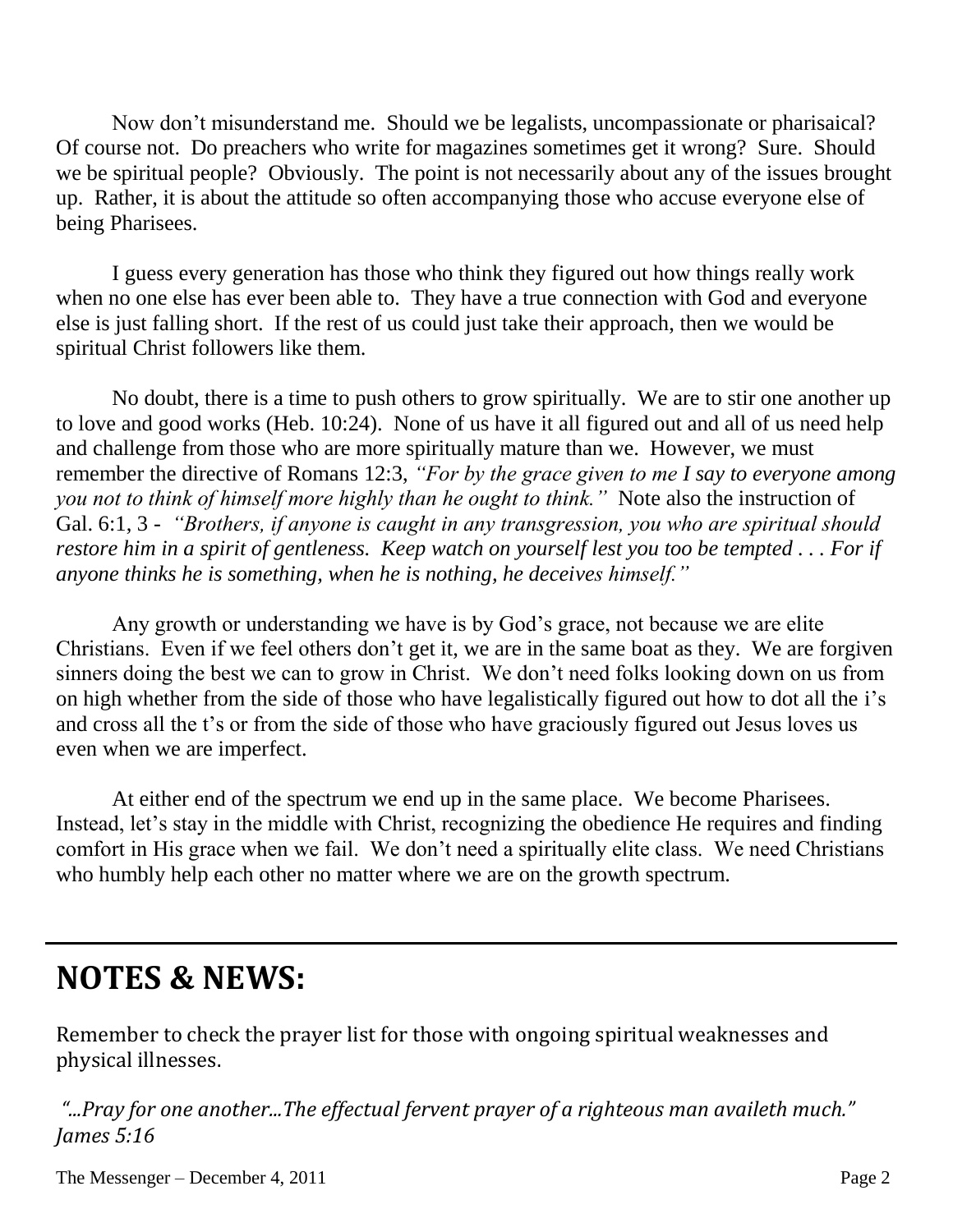Now don't misunderstand me. Should we be legalists, uncompassionate or pharisaical? Of course not. Do preachers who write for magazines sometimes get it wrong? Sure. Should we be spiritual people? Obviously. The point is not necessarily about any of the issues brought up. Rather, it is about the attitude so often accompanying those who accuse everyone else of being Pharisees.

I guess every generation has those who think they figured out how things really work when no one else has ever been able to. They have a true connection with God and everyone else is just falling short. If the rest of us could just take their approach, then we would be spiritual Christ followers like them.

No doubt, there is a time to push others to grow spiritually. We are to stir one another up to love and good works (Heb. 10:24). None of us have it all figured out and all of us need help and challenge from those who are more spiritually mature than we. However, we must remember the directive of Romans 12:3, *"For by the grace given to me I say to everyone among you not to think of himself more highly than he ought to think."* Note also the instruction of Gal. 6:1, 3 - *"Brothers, if anyone is caught in any transgression, you who are spiritual should restore him in a spirit of gentleness. Keep watch on yourself lest you too be tempted . . . For if anyone thinks he is something, when he is nothing, he deceives himself."*

Any growth or understanding we have is by God's grace, not because we are elite Christians. Even if we feel others don't get it, we are in the same boat as they. We are forgiven sinners doing the best we can to grow in Christ. We don't need folks looking down on us from on high whether from the side of those who have legalistically figured out how to dot all the i's and cross all the t's or from the side of those who have graciously figured out Jesus loves us even when we are imperfect.

At either end of the spectrum we end up in the same place. We become Pharisees. Instead, let's stay in the middle with Christ, recognizing the obedience He requires and finding comfort in His grace when we fail. We don't need a spiritually elite class. We need Christians who humbly help each other no matter where we are on the growth spectrum.

---

# NOTES & NEWS:

Remember to check the prayer list for those with ongoing spiritual weaknesses and physical illnesses.

*"...Pray for one another...The effectual fervent prayer of a righteous man availeth much." James 5:16*